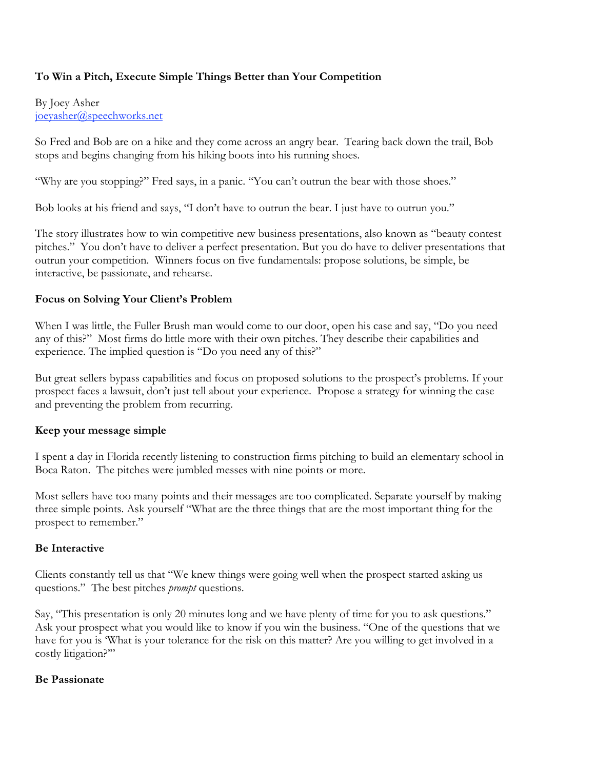**To Win a Pitch, Execute Simple Things Better than Your Competition**

By Joey Asher
joeyasher@speechworks.net

So Fred and Bob are on a hike and they come across an angry bear. Tearing back down the trail, Bob stops and begins changing from his hiking boots into his running shoes.

"Why are you stopping?" Fred says, in a panic. "You can't outrun the bear with those shoes."

Bob looks at his friend and says, "I don't have to outrun the bear. I just have to outrun you."

The story illustrates how to win competitive new business presentations, also known as "beauty contest pitches." You don't have to deliver a perfect presentation. But you do have to deliver presentations that outrun your competition. Winners focus on five fundamentals: propose solutions, be simple, be interactive, be passionate, and rehearse.

**Focus on Solving Your Client's Problem**

When I was little, the Fuller Brush man would come to our door, open his case and say, "Do you need any of this?" Most firms do little more with their own pitches. They describe their capabilities and experience. The implied question is "Do you need any of this?"

But great sellers bypass capabilities and focus on proposed solutions to the prospect's problems. If your prospect faces a lawsuit, don't just tell about your experience. Propose a strategy for winning the case and preventing the problem from recurring.

**Keep your message simple**

I spent a day in Florida recently listening to construction firms pitching to build an elementary school in Boca Raton. The pitches were jumbled messes with nine points or more.

Most sellers have too many points and their messages are too complicated. Separate yourself by making three simple points. Ask yourself "What are the three things that are the most important thing for the prospect to remember."

**Be Interactive**

Clients constantly tell us that "We knew things were going well when the prospect started asking us questions." The best pitches *prompt* questions.

Say, "This presentation is only 20 minutes long and we have plenty of time for you to ask questions." Ask your prospect what you would like to know if you win the business. "One of the questions that we have for you is 'What is your tolerance for the risk on this matter? Are you willing to get involved in a costly litigation?'"

**Be Passionate**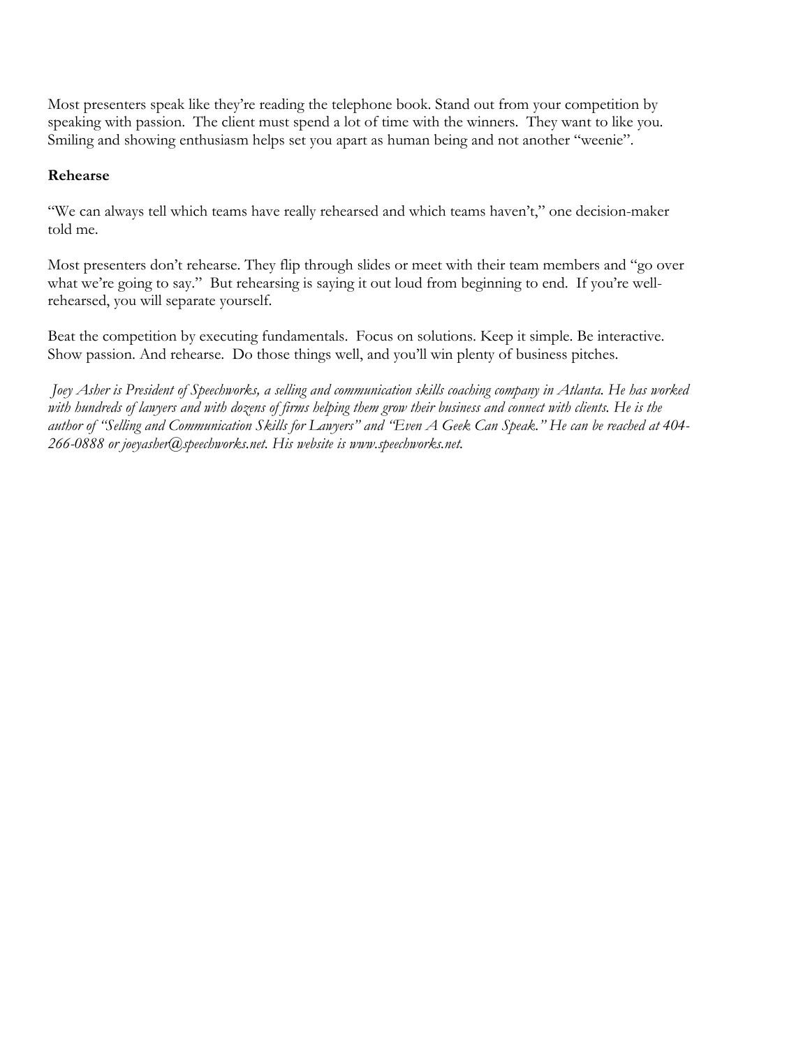Most presenters speak like they're reading the telephone book. Stand out from your competition by speaking with passion. The client must spend a lot of time with the winners. They want to like you. Smiling and showing enthusiasm helps set you apart as human being and not another "weenie".

**Rehearse**

"We can always tell which teams have really rehearsed and which teams haven't," one decision-maker told me.

Most presenters don't rehearse. They flip through slides or meet with their team members and "go over what we're going to say." But rehearsing is saying it out loud from beginning to end. If you're well-rehearsed, you will separate yourself.

Beat the competition by executing fundamentals. Focus on solutions. Keep it simple. Be interactive. Show passion. And rehearse. Do those things well, and you'll win plenty of business pitches.

*Joey Asher is President of Speechworks, a selling and communication skills coaching company in Atlanta. He has worked with hundreds of lawyers and with dozens of firms helping them grow their business and connect with clients. He is the author of "Selling and Communication Skills for Lawyers" and "Even A Geek Can Speak." He can be reached at 404-266-0888 or joeyasher@speechworks.net. His website is www.speechworks.net.*